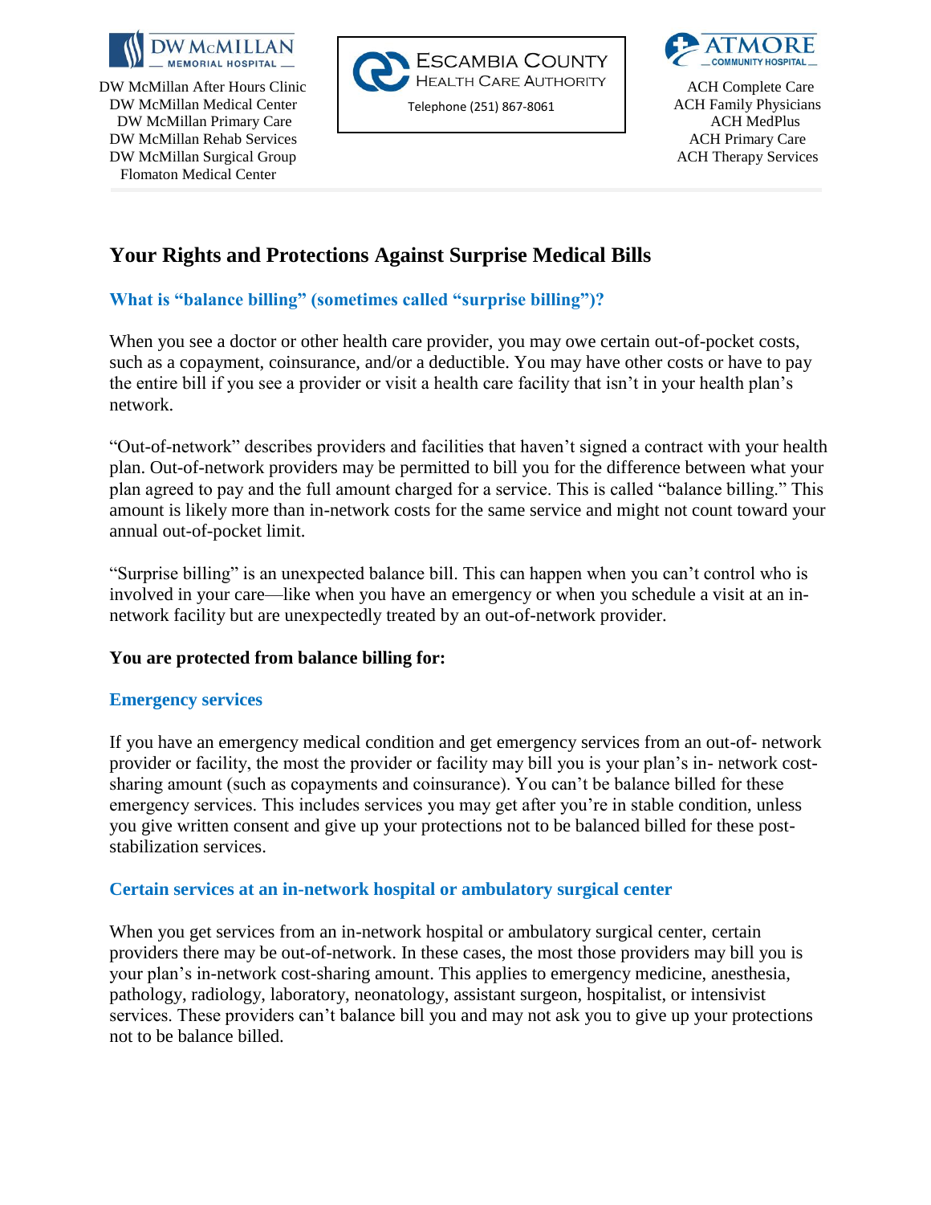DW McMillan Memorial Hospital

DW McMillan After Hours Clinic
DW McMillan Medical Center
DW McMillan Primary Care
DW McMillan Rehab Services
DW McMillan Surgical Group
Flomaton Medical Center

Escambia County Health Care Authority

Telephone (251) 867-8061

Atmore Community Hospital

ACH Complete Care
ACH Family Physicians
ACH MedPlus
ACH Primary Care
ACH Therapy Services

# Your Rights and Protections Against Surprise Medical Bills

## What is "balance billing" (sometimes called "surprise billing")?

When you see a doctor or other health care provider, you may owe certain out-of-pocket costs, such as a copayment, coinsurance, and/or a deductible. You may have other costs or have to pay the entire bill if you see a provider or visit a health care facility that isn't in your health plan's network.

"Out-of-network" describes providers and facilities that haven't signed a contract with your health plan. Out-of-network providers may be permitted to bill you for the difference between what your plan agreed to pay and the full amount charged for a service. This is called "balance billing." This amount is likely more than in-network costs for the same service and might not count toward your annual out-of-pocket limit.

"Surprise billing" is an unexpected balance bill. This can happen when you can't control who is involved in your care—like when you have an emergency or when you schedule a visit at an in-network facility but are unexpectedly treated by an out-of-network provider.

**You are protected from balance billing for:**

### Emergency services

If you have an emergency medical condition and get emergency services from an out-of- network provider or facility, the most the provider or facility may bill you is your plan's in- network cost-sharing amount (such as copayments and coinsurance). You can't be balance billed for these emergency services. This includes services you may get after you're in stable condition, unless you give written consent and give up your protections not to be balanced billed for these post-stabilization services.

### Certain services at an in-network hospital or ambulatory surgical center

When you get services from an in-network hospital or ambulatory surgical center, certain providers there may be out-of-network. In these cases, the most those providers may bill you is your plan's in-network cost-sharing amount. This applies to emergency medicine, anesthesia, pathology, radiology, laboratory, neonatology, assistant surgeon, hospitalist, or intensivist services. These providers can't balance bill you and may not ask you to give up your protections not to be balance billed.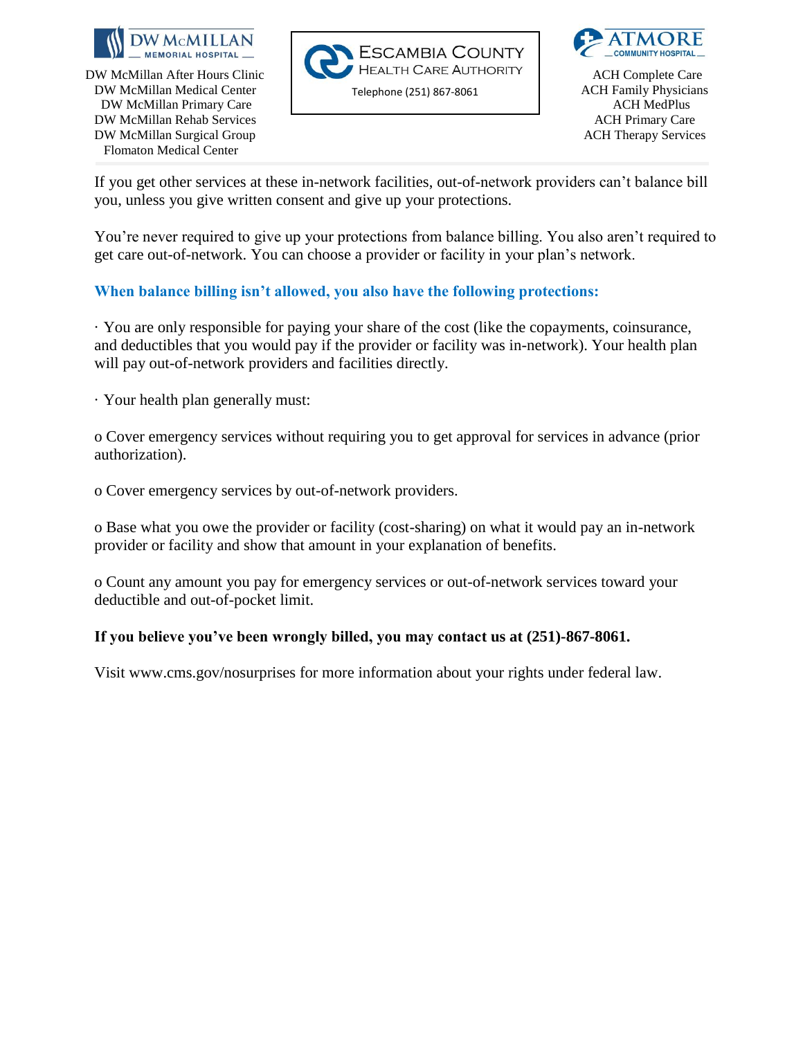DW McMillan After Hours Clinic
DW McMillan Medical Center
DW McMillan Primary Care
DW McMillan Rehab Services
DW McMillan Surgical Group
Flomaton Medical Center

ESCAMBIA COUNTY
HEALTH CARE AUTHORITY
Telephone (251) 867-8061

ACH Complete Care
ACH Family Physicians
ACH MedPlus
ACH Primary Care
ACH Therapy Services

If you get other services at these in-network facilities, out-of-network providers can't balance bill you, unless you give written consent and give up your protections.

You're never required to give up your protections from balance billing. You also aren't required to get care out-of-network. You can choose a provider or facility in your plan's network.

### When balance billing isn't allowed, you also have the following protections:

· You are only responsible for paying your share of the cost (like the copayments, coinsurance, and deductibles that you would pay if the provider or facility was in-network). Your health plan will pay out-of-network providers and facilities directly.

· Your health plan generally must:

o Cover emergency services without requiring you to get approval for services in advance (prior authorization).

o Cover emergency services by out-of-network providers.

o Base what you owe the provider or facility (cost-sharing) on what it would pay an in-network provider or facility and show that amount in your explanation of benefits.

o Count any amount you pay for emergency services or out-of-network services toward your deductible and out-of-pocket limit.

**If you believe you've been wrongly billed, you may contact us at (251)-867-8061.**

Visit www.cms.gov/nosurprises for more information about your rights under federal law.